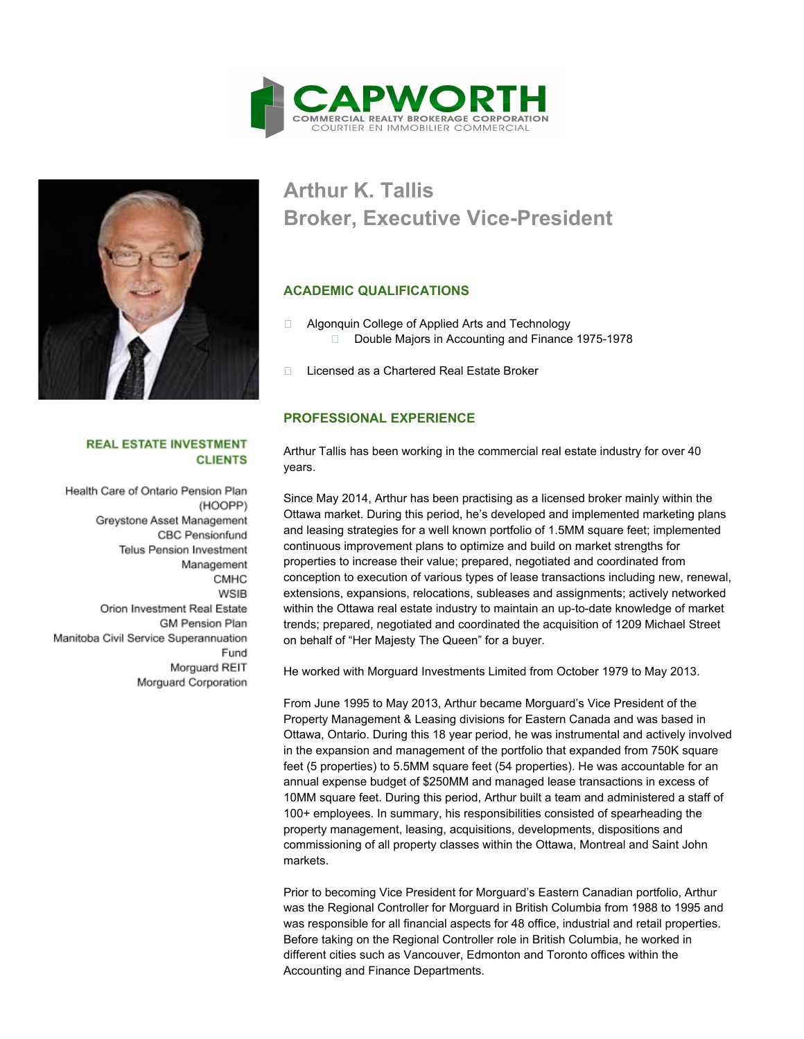# CAPWORTH

COMMERCIAL REALTY BROKERAGE CORPORATION
COURTIER EN IMMOBILIER COMMERCIAL

# Arthur K. Tallis
## Broker, Executive Vice-President

### ACADEMIC QUALIFICATIONS

- Algonquin College of Applied Arts and Technology
  - Double Majors in Accounting and Finance 1975-1978
- Licensed as a Chartered Real Estate Broker

### PROFESSIONAL EXPERIENCE

Arthur Tallis has been working in the commercial real estate industry for over 40 years.

Since May 2014, Arthur has been practising as a licensed broker mainly within the Ottawa market. During this period, he's developed and implemented marketing plans and leasing strategies for a well known portfolio of 1.5MM square feet; implemented continuous improvement plans to optimize and build on market strengths for properties to increase their value; prepared, negotiated and coordinated from conception to execution of various types of lease transactions including new, renewal, extensions, expansions, relocations, subleases and assignments; actively networked within the Ottawa real estate industry to maintain an up-to-date knowledge of market trends; prepared, negotiated and coordinated the acquisition of 1209 Michael Street on behalf of "Her Majesty The Queen" for a buyer.

He worked with Morguard Investments Limited from October 1979 to May 2013.

From June 1995 to May 2013, Arthur became Morguard's Vice President of the Property Management & Leasing divisions for Eastern Canada and was based in Ottawa, Ontario. During this 18 year period, he was instrumental and actively involved in the expansion and management of the portfolio that expanded from 750K square feet (5 properties) to 5.5MM square feet (54 properties). He was accountable for an annual expense budget of $250MM and managed lease transactions in excess of 10MM square feet. During this period, Arthur built a team and administered a staff of 100+ employees. In summary, his responsibilities consisted of spearheading the property management, leasing, acquisitions, developments, dispositions and commissioning of all property classes within the Ottawa, Montreal and Saint John markets.

Prior to becoming Vice President for Morguard's Eastern Canadian portfolio, Arthur was the Regional Controller for Morguard in British Columbia from 1988 to 1995 and was responsible for all financial aspects for 48 office, industrial and retail properties. Before taking on the Regional Controller role in British Columbia, he worked in different cities such as Vancouver, Edmonton and Toronto offices within the Accounting and Finance Departments.

### REAL ESTATE INVESTMENT CLIENTS

Health Care of Ontario Pension Plan (HOOPP)
Greystone Asset Management
CBC Pensionfund
Telus Pension Investment Management
CMHC
WSIB
Orion Investment Real Estate
GM Pension Plan
Manitoba Civil Service Superannuation Fund
Morguard REIT
Morguard Corporation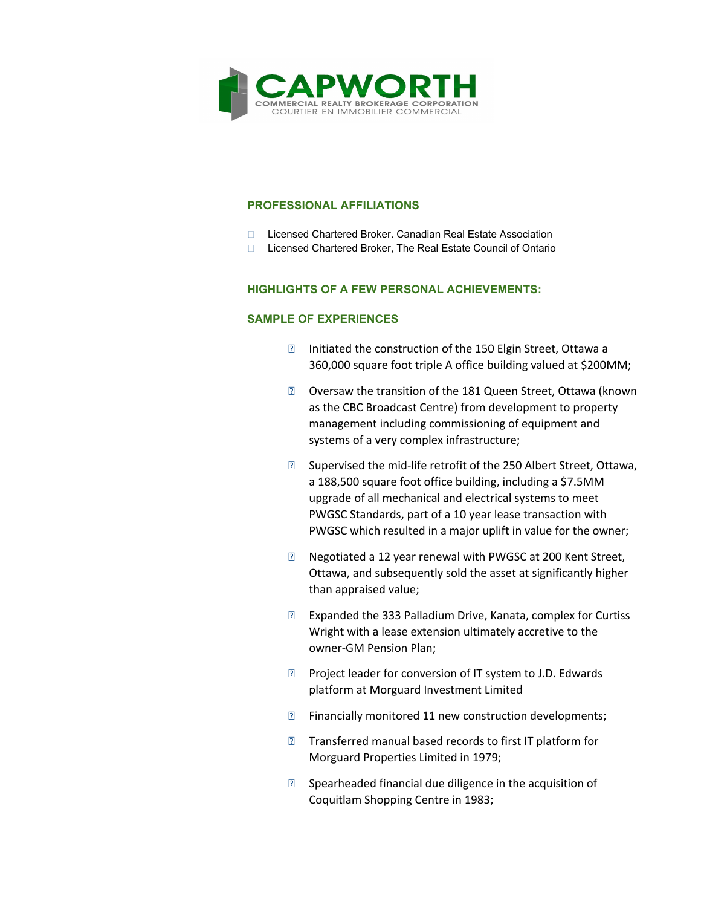## PROFESSIONAL AFFILIATIONS

- Licensed Chartered Broker. Canadian Real Estate Association
- Licensed Chartered Broker, The Real Estate Council of Ontario

## HIGHLIGHTS OF A FEW PERSONAL ACHIEVEMENTS:

## SAMPLE OF EXPERIENCES

- Initiated the construction of the 150 Elgin Street, Ottawa a 360,000 square foot triple A office building valued at $200MM;
- Oversaw the transition of the 181 Queen Street, Ottawa (known as the CBC Broadcast Centre) from development to property management including commissioning of equipment and systems of a very complex infrastructure;
- Supervised the mid-life retrofit of the 250 Albert Street, Ottawa, a 188,500 square foot office building, including a $7.5MM upgrade of all mechanical and electrical systems to meet PWGSC Standards, part of a 10 year lease transaction with PWGSC which resulted in a major uplift in value for the owner;
- Negotiated a 12 year renewal with PWGSC at 200 Kent Street, Ottawa, and subsequently sold the asset at significantly higher than appraised value;
- Expanded the 333 Palladium Drive, Kanata, complex for Curtiss Wright with a lease extension ultimately accretive to the owner-GM Pension Plan;
- Project leader for conversion of IT system to J.D. Edwards platform at Morguard Investment Limited
- Financially monitored 11 new construction developments;
- Transferred manual based records to first IT platform for Morguard Properties Limited in 1979;
- Spearheaded financial due diligence in the acquisition of Coquitlam Shopping Centre in 1983;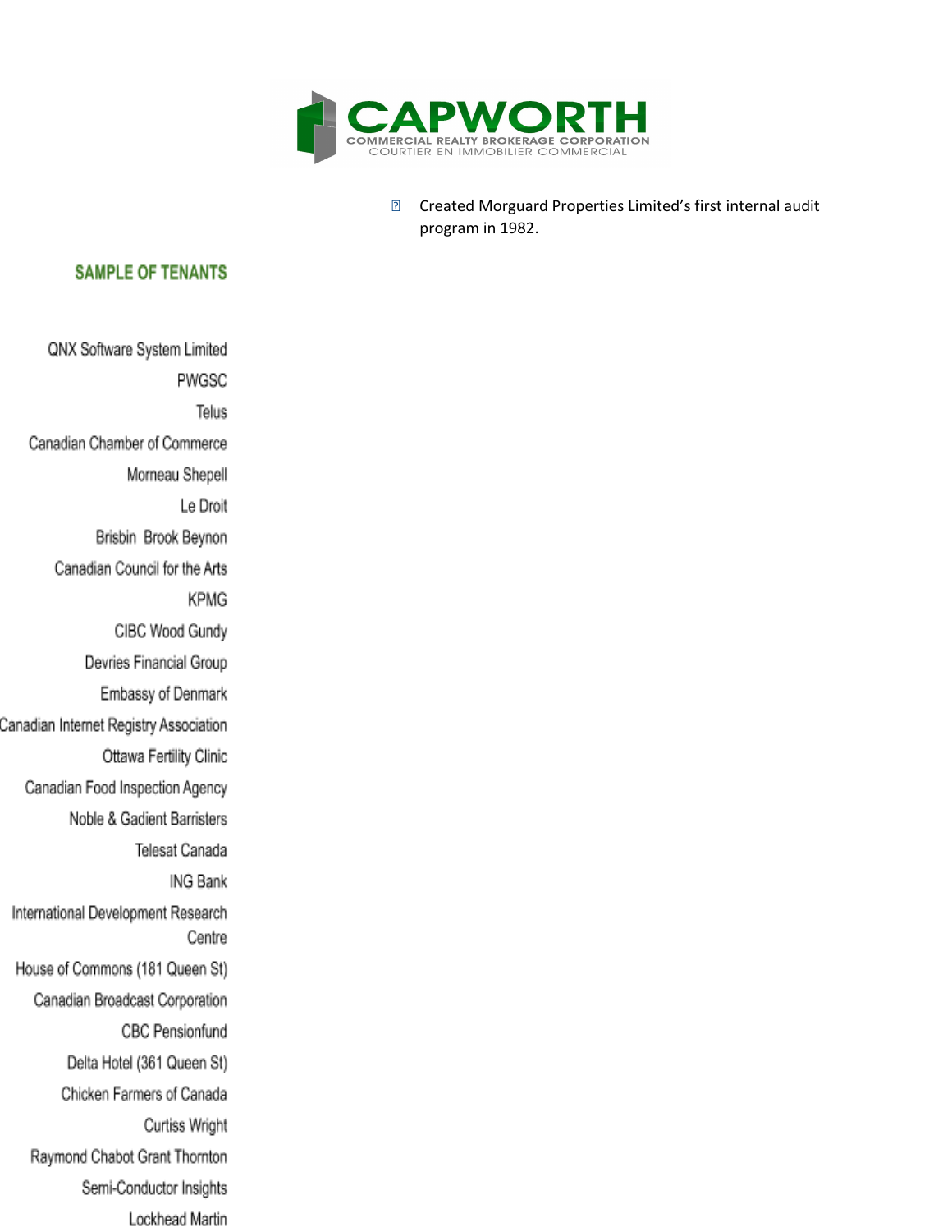# CAPWORTH

COMMERCIAL REALTY BROKERAGE CORPORATION
COURTIER EN IMMOBILIER COMMERCIAL

- Created Morguard Properties Limited's first internal audit program in 1982.

## SAMPLE OF TENANTS

QNX Software System Limited
PWGSC
Telus
Canadian Chamber of Commerce
Morneau Shepell
Le Droit
Brisbin Brook Beynon
Canadian Council for the Arts
KPMG
CIBC Wood Gundy
Devries Financial Group
Embassy of Denmark
Canadian Internet Registry Association
Ottawa Fertility Clinic
Canadian Food Inspection Agency
Noble & Gadient Barristers
Telesat Canada
ING Bank
International Development Research Centre
House of Commons (181 Queen St)
Canadian Broadcast Corporation
CBC Pensionfund
Delta Hotel (361 Queen St)
Chicken Farmers of Canada
Curtiss Wright
Raymond Chabot Grant Thornton
Semi-Conductor Insights
Lockhead Martin